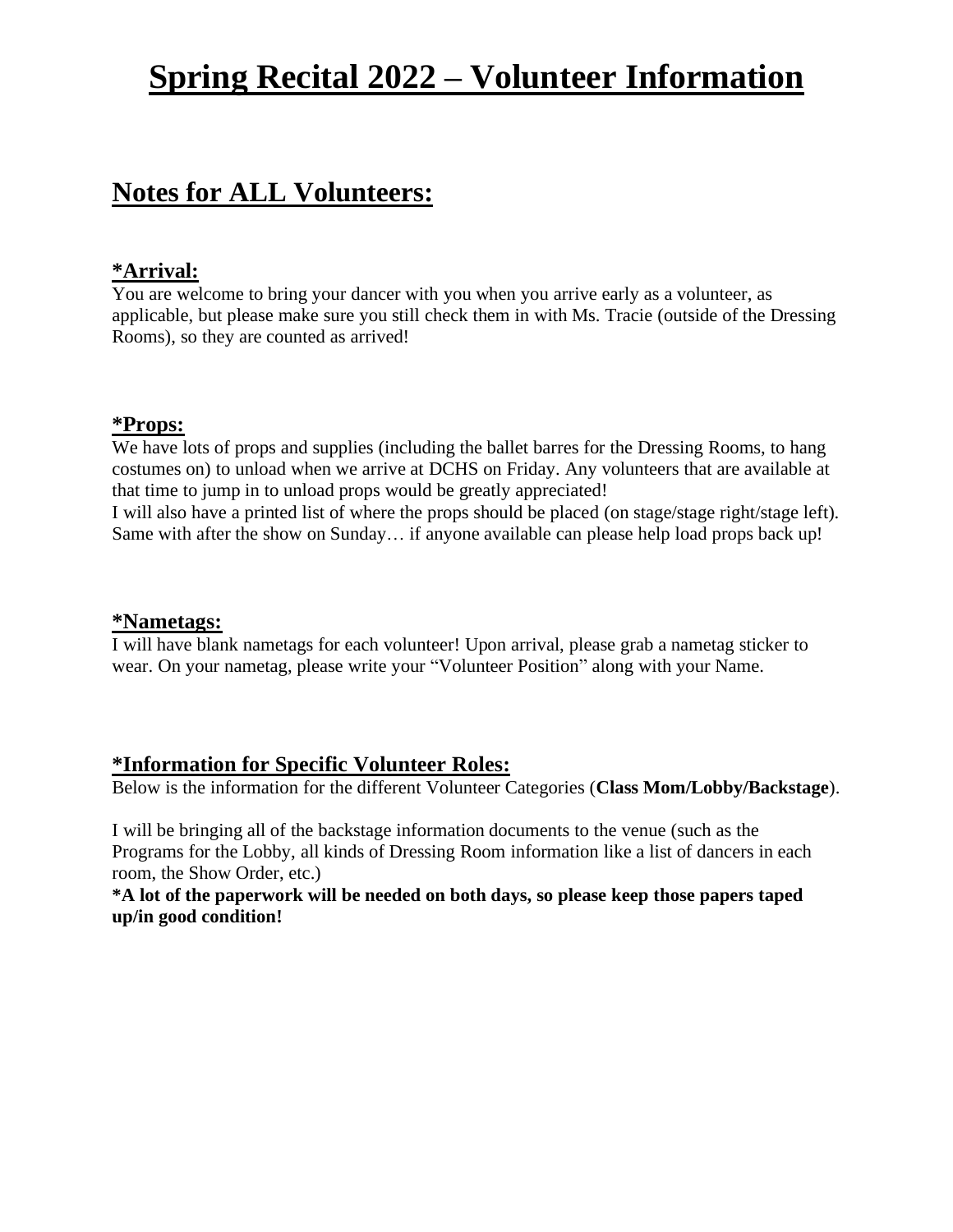# Spring Recital 2022 – Volunteer Information

## Notes for ALL Volunteers:

### *Arrival:

You are welcome to bring your dancer with you when you arrive early as a volunteer, as applicable, but please make sure you still check them in with Ms. Tracie (outside of the Dressing Rooms), so they are counted as arrived!

### *Props:

We have lots of props and supplies (including the ballet barres for the Dressing Rooms, to hang costumes on) to unload when we arrive at DCHS on Friday. Any volunteers that are available at that time to jump in to unload props would be greatly appreciated!
I will also have a printed list of where the props should be placed (on stage/stage right/stage left). Same with after the show on Sunday… if anyone available can please help load props back up!

### *Nametags:

I will have blank nametags for each volunteer! Upon arrival, please grab a nametag sticker to wear. On your nametag, please write your "Volunteer Position" along with your Name.

### *Information for Specific Volunteer Roles:

Below is the information for the different Volunteer Categories (**Class Mom/Lobby/Backstage**).

I will be bringing all of the backstage information documents to the venue (such as the Programs for the Lobby, all kinds of Dressing Room information like a list of dancers in each room, the Show Order, etc.)

**\*A lot of the paperwork will be needed on both days, so please keep those papers taped up/in good condition!**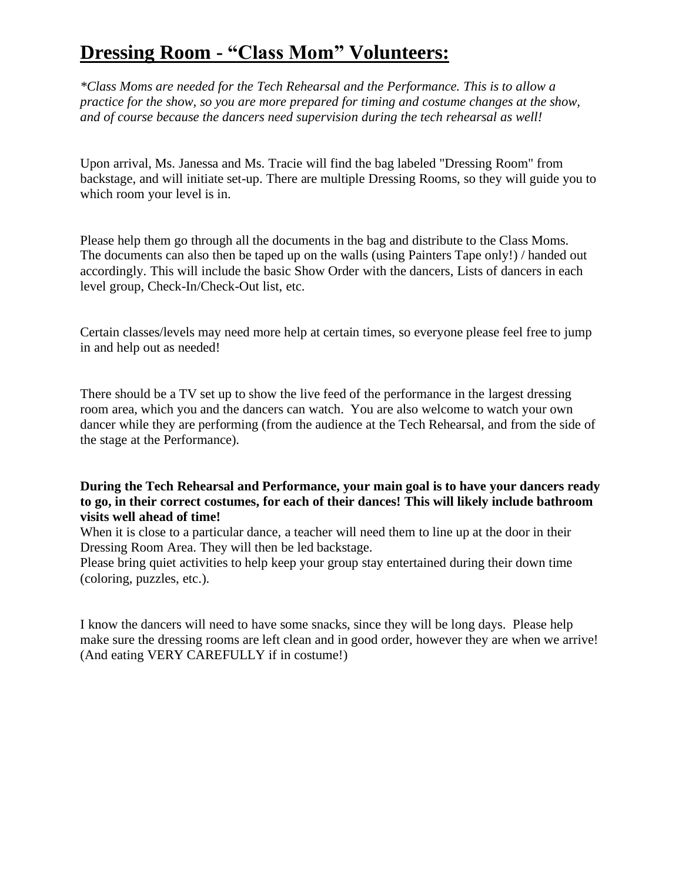# **Dressing Room - "Class Mom" Volunteers:**

*\*Class Moms are needed for the Tech Rehearsal and the Performance. This is to allow a practice for the show, so you are more prepared for timing and costume changes at the show, and of course because the dancers need supervision during the tech rehearsal as well!*

Upon arrival, Ms. Janessa and Ms. Tracie will find the bag labeled "Dressing Room" from backstage, and will initiate set-up. There are multiple Dressing Rooms, so they will guide you to which room your level is in.

Please help them go through all the documents in the bag and distribute to the Class Moms. The documents can also then be taped up on the walls (using Painters Tape only!) / handed out accordingly. This will include the basic Show Order with the dancers, Lists of dancers in each level group, Check-In/Check-Out list, etc.

Certain classes/levels may need more help at certain times, so everyone please feel free to jump in and help out as needed!

There should be a TV set up to show the live feed of the performance in the largest dressing room area, which you and the dancers can watch. You are also welcome to watch your own dancer while they are performing (from the audience at the Tech Rehearsal, and from the side of the stage at the Performance).

**During the Tech Rehearsal and Performance, your main goal is to have your dancers ready to go, in their correct costumes, for each of their dances! This will likely include bathroom visits well ahead of time!**
When it is close to a particular dance, a teacher will need them to line up at the door in their Dressing Room Area. They will then be led backstage.
Please bring quiet activities to help keep your group stay entertained during their down time (coloring, puzzles, etc.).

I know the dancers will need to have some snacks, since they will be long days. Please help make sure the dressing rooms are left clean and in good order, however they are when we arrive! (And eating VERY CAREFULLY if in costume!)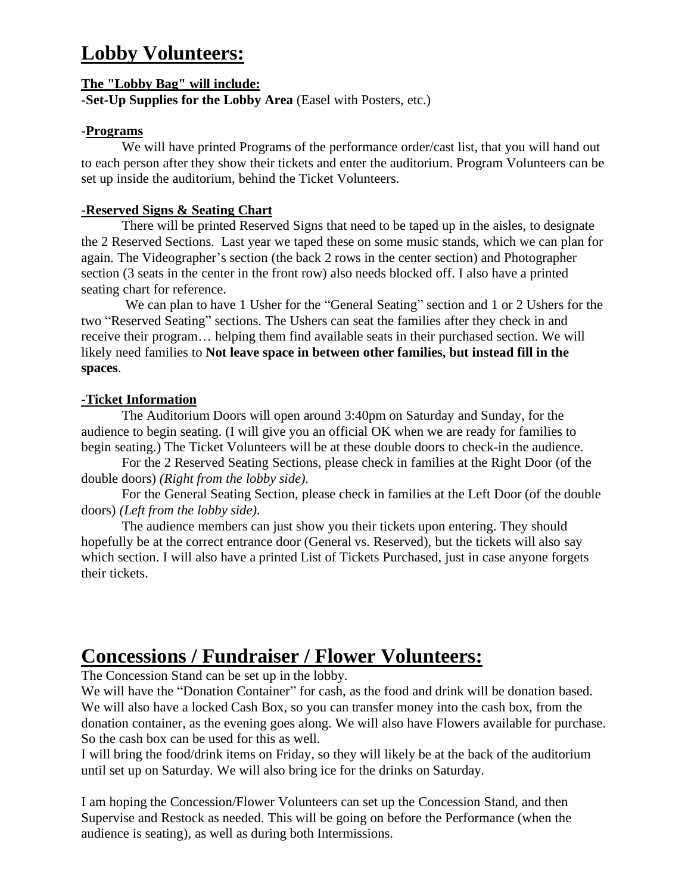# Lobby Volunteers:

**The "Lobby Bag" will include:**

**-Set-Up Supplies for the Lobby Area** (Easel with Posters, etc.)

**-Programs**

We will have printed Programs of the performance order/cast list, that you will hand out to each person after they show their tickets and enter the auditorium. Program Volunteers can be set up inside the auditorium, behind the Ticket Volunteers.

**-Reserved Signs & Seating Chart**

There will be printed Reserved Signs that need to be taped up in the aisles, to designate the 2 Reserved Sections. Last year we taped these on some music stands, which we can plan for again. The Videographer's section (the back 2 rows in the center section) and Photographer section (3 seats in the center in the front row) also needs blocked off. I also have a printed seating chart for reference.

We can plan to have 1 Usher for the "General Seating" section and 1 or 2 Ushers for the two "Reserved Seating" sections. The Ushers can seat the families after they check in and receive their program… helping them find available seats in their purchased section. We will likely need families to **Not leave space in between other families, but instead fill in the spaces**.

**-Ticket Information**

The Auditorium Doors will open around 3:40pm on Saturday and Sunday, for the audience to begin seating. (I will give you an official OK when we are ready for families to begin seating.) The Ticket Volunteers will be at these double doors to check-in the audience.

For the 2 Reserved Seating Sections, please check in families at the Right Door (of the double doors) *(Right from the lobby side).*

For the General Seating Section, please check in families at the Left Door (of the double doors) *(Left from the lobby side)*.

The audience members can just show you their tickets upon entering. They should hopefully be at the correct entrance door (General vs. Reserved), but the tickets will also say which section. I will also have a printed List of Tickets Purchased, just in case anyone forgets their tickets.

# Concessions / Fundraiser / Flower Volunteers:

The Concession Stand can be set up in the lobby.

We will have the "Donation Container" for cash, as the food and drink will be donation based. We will also have a locked Cash Box, so you can transfer money into the cash box, from the donation container, as the evening goes along. We will also have Flowers available for purchase. So the cash box can be used for this as well.

I will bring the food/drink items on Friday, so they will likely be at the back of the auditorium until set up on Saturday. We will also bring ice for the drinks on Saturday.

I am hoping the Concession/Flower Volunteers can set up the Concession Stand, and then Supervise and Restock as needed. This will be going on before the Performance (when the audience is seating), as well as during both Intermissions.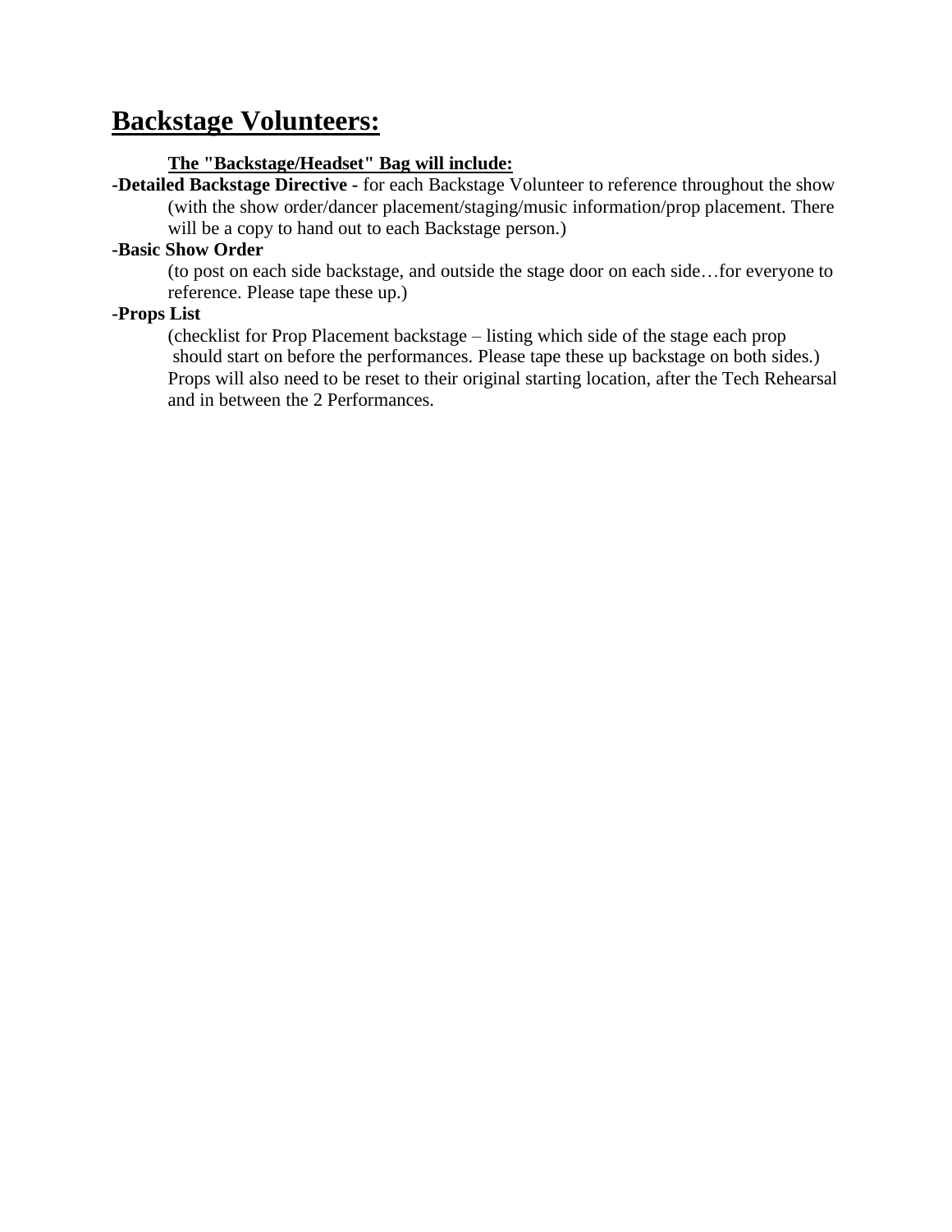# Backstage Volunteers:

**The "Backstage/Headset" Bag will include:**

**-Detailed Backstage Directive -** for each Backstage Volunteer to reference throughout the show (with the show order/dancer placement/staging/music information/prop placement. There will be a copy to hand out to each Backstage person.)

**-Basic Show Order**

(to post on each side backstage, and outside the stage door on each side…for everyone to reference. Please tape these up.)

**-Props List**

(checklist for Prop Placement backstage – listing which side of the stage each prop should start on before the performances. Please tape these up backstage on both sides.) Props will also need to be reset to their original starting location, after the Tech Rehearsal and in between the 2 Performances.